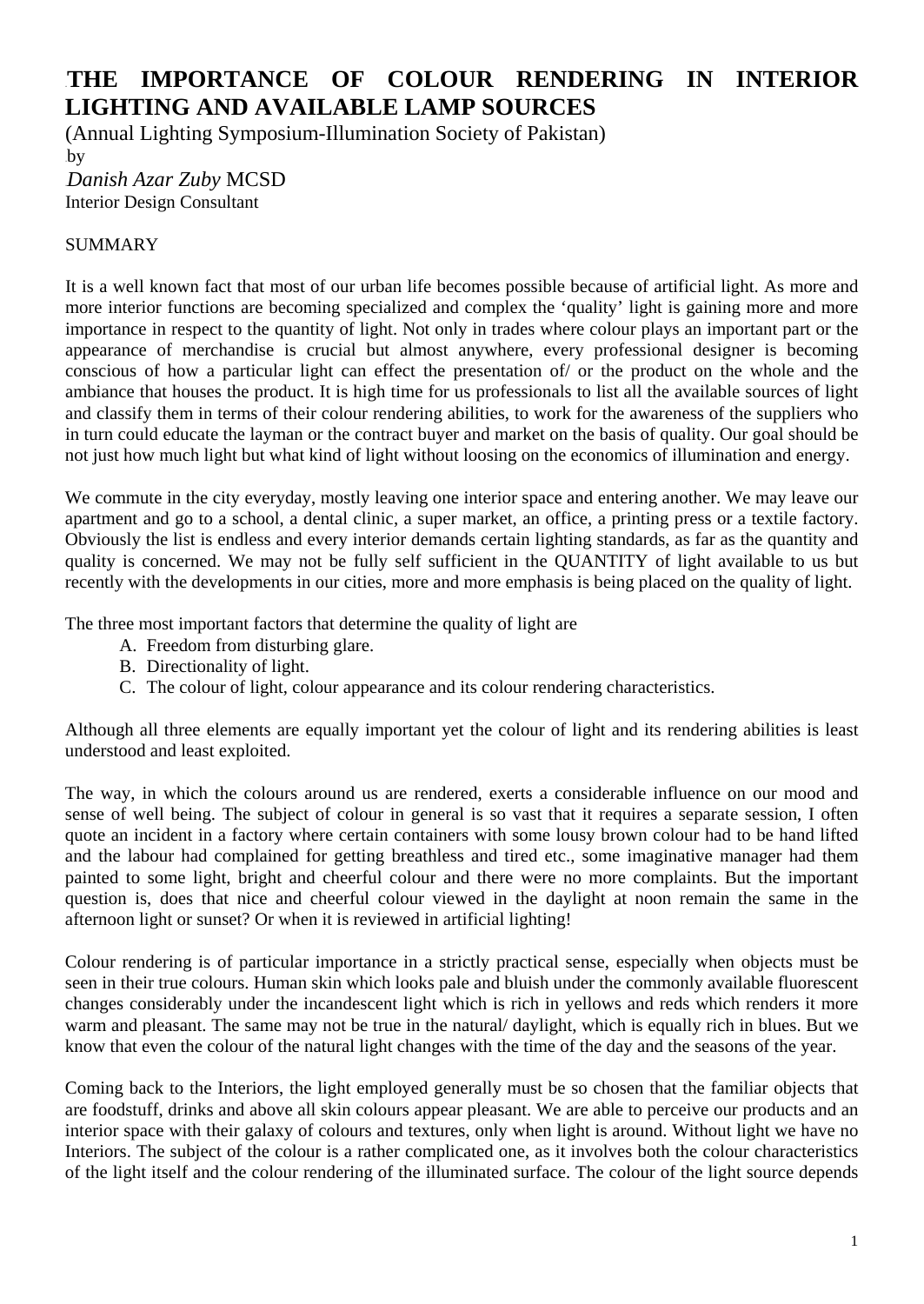# THE IMPORTANCE OF COLOUR RENDERING IN INTERIOR LIGHTING AND AVAILABLE LAMP SOURCES

(Annual Lighting Symposium-Illumination Society of Pakistan)

by

*Danish Azar Zuby* MCSD

Interior Design Consultant

SUMMARY

It is a well known fact that most of our urban life becomes possible because of artificial light. As more and more interior functions are becoming specialized and complex the 'quality' light is gaining more and more importance in respect to the quantity of light. Not only in trades where colour plays an important part or the appearance of merchandise is crucial but almost anywhere, every professional designer is becoming conscious of how a particular light can effect the presentation of/ or the product on the whole and the ambiance that houses the product. It is high time for us professionals to list all the available sources of light and classify them in terms of their colour rendering abilities, to work for the awareness of the suppliers who in turn could educate the layman or the contract buyer and market on the basis of quality. Our goal should be not just how much light but what kind of light without loosing on the economics of illumination and energy.

We commute in the city everyday, mostly leaving one interior space and entering another. We may leave our apartment and go to a school, a dental clinic, a super market, an office, a printing press or a textile factory. Obviously the list is endless and every interior demands certain lighting standards, as far as the quantity and quality is concerned. We may not be fully self sufficient in the QUANTITY of light available to us but recently with the developments in our cities, more and more emphasis is being placed on the quality of light.

The three most important factors that determine the quality of light are

A. Freedom from disturbing glare.
B. Directionality of light.
C. The colour of light, colour appearance and its colour rendering characteristics.

Although all three elements are equally important yet the colour of light and its rendering abilities is least understood and least exploited.

The way, in which the colours around us are rendered, exerts a considerable influence on our mood and sense of well being. The subject of colour in general is so vast that it requires a separate session, I often quote an incident in a factory where certain containers with some lousy brown colour had to be hand lifted and the labour had complained for getting breathless and tired etc., some imaginative manager had them painted to some light, bright and cheerful colour and there were no more complaints. But the important question is, does that nice and cheerful colour viewed in the daylight at noon remain the same in the afternoon light or sunset? Or when it is reviewed in artificial lighting!

Colour rendering is of particular importance in a strictly practical sense, especially when objects must be seen in their true colours. Human skin which looks pale and bluish under the commonly available fluorescent changes considerably under the incandescent light which is rich in yellows and reds which renders it more warm and pleasant. The same may not be true in the natural/ daylight, which is equally rich in blues. But we know that even the colour of the natural light changes with the time of the day and the seasons of the year.

Coming back to the Interiors, the light employed generally must be so chosen that the familiar objects that are foodstuff, drinks and above all skin colours appear pleasant. We are able to perceive our products and an interior space with their galaxy of colours and textures, only when light is around. Without light we have no Interiors. The subject of the colour is a rather complicated one, as it involves both the colour characteristics of the light itself and the colour rendering of the illuminated surface. The colour of the light source depends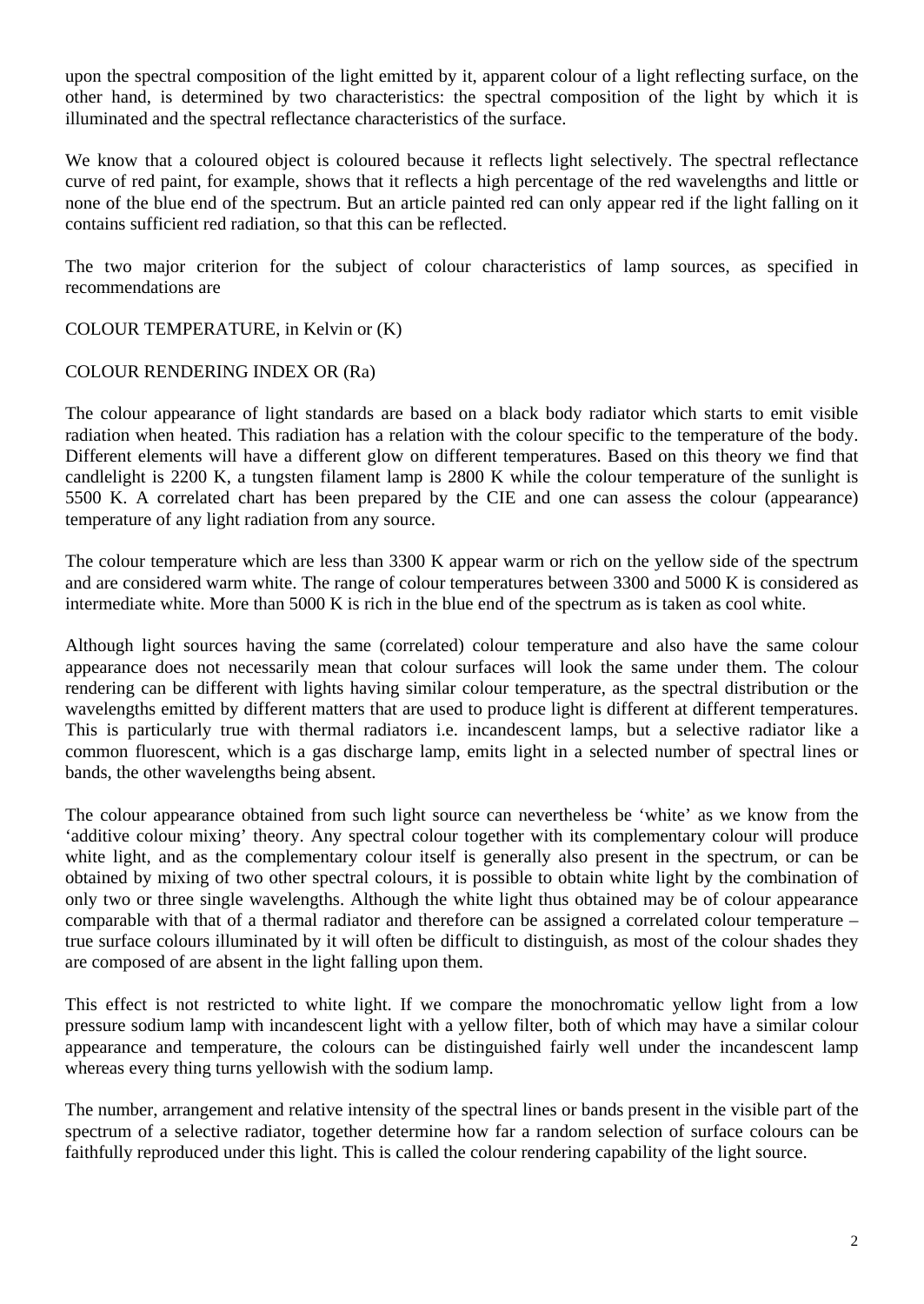upon the spectral composition of the light emitted by it, apparent colour of a light reflecting surface, on the other hand, is determined by two characteristics: the spectral composition of the light by which it is illuminated and the spectral reflectance characteristics of the surface.

We know that a coloured object is coloured because it reflects light selectively. The spectral reflectance curve of red paint, for example, shows that it reflects a high percentage of the red wavelengths and little or none of the blue end of the spectrum. But an article painted red can only appear red if the light falling on it contains sufficient red radiation, so that this can be reflected.

The two major criterion for the subject of colour characteristics of lamp sources, as specified in recommendations are

COLOUR TEMPERATURE, in Kelvin or (K)

COLOUR RENDERING INDEX OR (Ra)

The colour appearance of light standards are based on a black body radiator which starts to emit visible radiation when heated. This radiation has a relation with the colour specific to the temperature of the body. Different elements will have a different glow on different temperatures. Based on this theory we find that candlelight is 2200 K, a tungsten filament lamp is 2800 K while the colour temperature of the sunlight is 5500 K. A correlated chart has been prepared by the CIE and one can assess the colour (appearance) temperature of any light radiation from any source.

The colour temperature which are less than 3300 K appear warm or rich on the yellow side of the spectrum and are considered warm white. The range of colour temperatures between 3300 and 5000 K is considered as intermediate white. More than 5000 K is rich in the blue end of the spectrum as is taken as cool white.

Although light sources having the same (correlated) colour temperature and also have the same colour appearance does not necessarily mean that colour surfaces will look the same under them. The colour rendering can be different with lights having similar colour temperature, as the spectral distribution or the wavelengths emitted by different matters that are used to produce light is different at different temperatures. This is particularly true with thermal radiators i.e. incandescent lamps, but a selective radiator like a common fluorescent, which is a gas discharge lamp, emits light in a selected number of spectral lines or bands, the other wavelengths being absent.

The colour appearance obtained from such light source can nevertheless be 'white' as we know from the 'additive colour mixing' theory. Any spectral colour together with its complementary colour will produce white light, and as the complementary colour itself is generally also present in the spectrum, or can be obtained by mixing of two other spectral colours, it is possible to obtain white light by the combination of only two or three single wavelengths. Although the white light thus obtained may be of colour appearance comparable with that of a thermal radiator and therefore can be assigned a correlated colour temperature – true surface colours illuminated by it will often be difficult to distinguish, as most of the colour shades they are composed of are absent in the light falling upon them.

This effect is not restricted to white light. If we compare the monochromatic yellow light from a low pressure sodium lamp with incandescent light with a yellow filter, both of which may have a similar colour appearance and temperature, the colours can be distinguished fairly well under the incandescent lamp whereas every thing turns yellowish with the sodium lamp.

The number, arrangement and relative intensity of the spectral lines or bands present in the visible part of the spectrum of a selective radiator, together determine how far a random selection of surface colours can be faithfully reproduced under this light. This is called the colour rendering capability of the light source.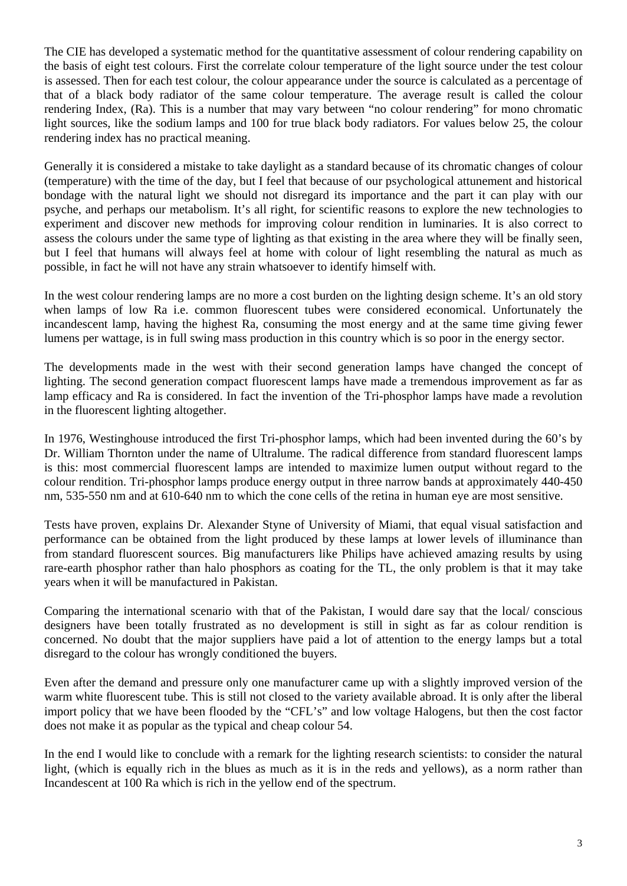The CIE has developed a systematic method for the quantitative assessment of colour rendering capability on the basis of eight test colours. First the correlate colour temperature of the light source under the test colour is assessed. Then for each test colour, the colour appearance under the source is calculated as a percentage of that of a black body radiator of the same colour temperature. The average result is called the colour rendering Index, (Ra). This is a number that may vary between "no colour rendering" for mono chromatic light sources, like the sodium lamps and 100 for true black body radiators. For values below 25, the colour rendering index has no practical meaning.

Generally it is considered a mistake to take daylight as a standard because of its chromatic changes of colour (temperature) with the time of the day, but I feel that because of our psychological attunement and historical bondage with the natural light we should not disregard its importance and the part it can play with our psyche, and perhaps our metabolism. It's all right, for scientific reasons to explore the new technologies to experiment and discover new methods for improving colour rendition in luminaries. It is also correct to assess the colours under the same type of lighting as that existing in the area where they will be finally seen, but I feel that humans will always feel at home with colour of light resembling the natural as much as possible, in fact he will not have any strain whatsoever to identify himself with.

In the west colour rendering lamps are no more a cost burden on the lighting design scheme. It's an old story when lamps of low Ra i.e. common fluorescent tubes were considered economical. Unfortunately the incandescent lamp, having the highest Ra, consuming the most energy and at the same time giving fewer lumens per wattage, is in full swing mass production in this country which is so poor in the energy sector.

The developments made in the west with their second generation lamps have changed the concept of lighting. The second generation compact fluorescent lamps have made a tremendous improvement as far as lamp efficacy and Ra is considered. In fact the invention of the Tri-phosphor lamps have made a revolution in the fluorescent lighting altogether.

In 1976, Westinghouse introduced the first Tri-phosphor lamps, which had been invented during the 60's by Dr. William Thornton under the name of Ultralume. The radical difference from standard fluorescent lamps is this: most commercial fluorescent lamps are intended to maximize lumen output without regard to the colour rendition. Tri-phosphor lamps produce energy output in three narrow bands at approximately 440-450 nm, 535-550 nm and at 610-640 nm to which the cone cells of the retina in human eye are most sensitive.

Tests have proven, explains Dr. Alexander Styne of University of Miami, that equal visual satisfaction and performance can be obtained from the light produced by these lamps at lower levels of illuminance than from standard fluorescent sources. Big manufacturers like Philips have achieved amazing results by using rare-earth phosphor rather than halo phosphors as coating for the TL, the only problem is that it may take years when it will be manufactured in Pakistan.

Comparing the international scenario with that of the Pakistan, I would dare say that the local/ conscious designers have been totally frustrated as no development is still in sight as far as colour rendition is concerned. No doubt that the major suppliers have paid a lot of attention to the energy lamps but a total disregard to the colour has wrongly conditioned the buyers.

Even after the demand and pressure only one manufacturer came up with a slightly improved version of the warm white fluorescent tube. This is still not closed to the variety available abroad. It is only after the liberal import policy that we have been flooded by the "CFL's" and low voltage Halogens, but then the cost factor does not make it as popular as the typical and cheap colour 54.

In the end I would like to conclude with a remark for the lighting research scientists: to consider the natural light, (which is equally rich in the blues as much as it is in the reds and yellows), as a norm rather than Incandescent at 100 Ra which is rich in the yellow end of the spectrum.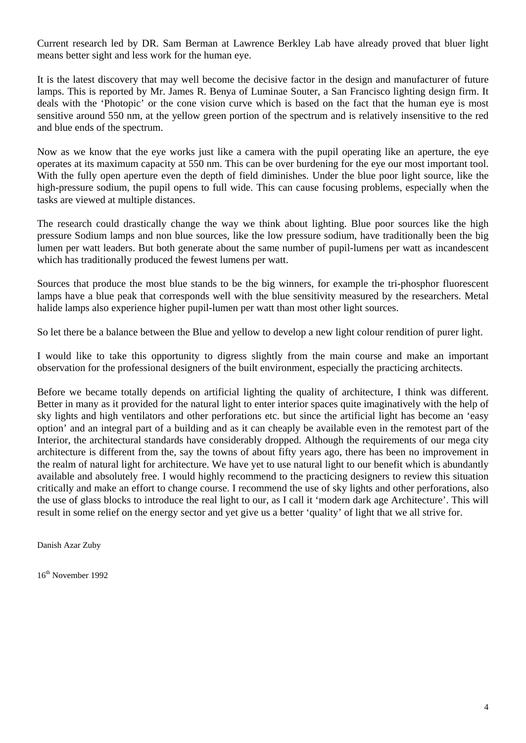Current research led by DR. Sam Berman at Lawrence Berkley Lab have already proved that bluer light means better sight and less work for the human eye.

It is the latest discovery that may well become the decisive factor in the design and manufacturer of future lamps. This is reported by Mr. James R. Benya of Luminae Souter, a San Francisco lighting design firm. It deals with the 'Photopic' or the cone vision curve which is based on the fact that the human eye is most sensitive around 550 nm, at the yellow green portion of the spectrum and is relatively insensitive to the red and blue ends of the spectrum.

Now as we know that the eye works just like a camera with the pupil operating like an aperture, the eye operates at its maximum capacity at 550 nm. This can be over burdening for the eye our most important tool. With the fully open aperture even the depth of field diminishes. Under the blue poor light source, like the high-pressure sodium, the pupil opens to full wide. This can cause focusing problems, especially when the tasks are viewed at multiple distances.

The research could drastically change the way we think about lighting. Blue poor sources like the high pressure Sodium lamps and non blue sources, like the low pressure sodium, have traditionally been the big lumen per watt leaders. But both generate about the same number of pupil-lumens per watt as incandescent which has traditionally produced the fewest lumens per watt.

Sources that produce the most blue stands to be the big winners, for example the tri-phosphor fluorescent lamps have a blue peak that corresponds well with the blue sensitivity measured by the researchers. Metal halide lamps also experience higher pupil-lumen per watt than most other light sources.

So let there be a balance between the Blue and yellow to develop a new light colour rendition of purer light.

I would like to take this opportunity to digress slightly from the main course and make an important observation for the professional designers of the built environment, especially the practicing architects.

Before we became totally depends on artificial lighting the quality of architecture, I think was different. Better in many as it provided for the natural light to enter interior spaces quite imaginatively with the help of sky lights and high ventilators and other perforations etc. but since the artificial light has become an 'easy option' and an integral part of a building and as it can cheaply be available even in the remotest part of the Interior, the architectural standards have considerably dropped. Although the requirements of our mega city architecture is different from the, say the towns of about fifty years ago, there has been no improvement in the realm of natural light for architecture. We have yet to use natural light to our benefit which is abundantly available and absolutely free. I would highly recommend to the practicing designers to review this situation critically and make an effort to change course. I recommend the use of sky lights and other perforations, also the use of glass blocks to introduce the real light to our, as I call it 'modern dark age Architecture'. This will result in some relief on the energy sector and yet give us a better 'quality' of light that we all strive for.

Danish Azar Zuby

16th November 1992